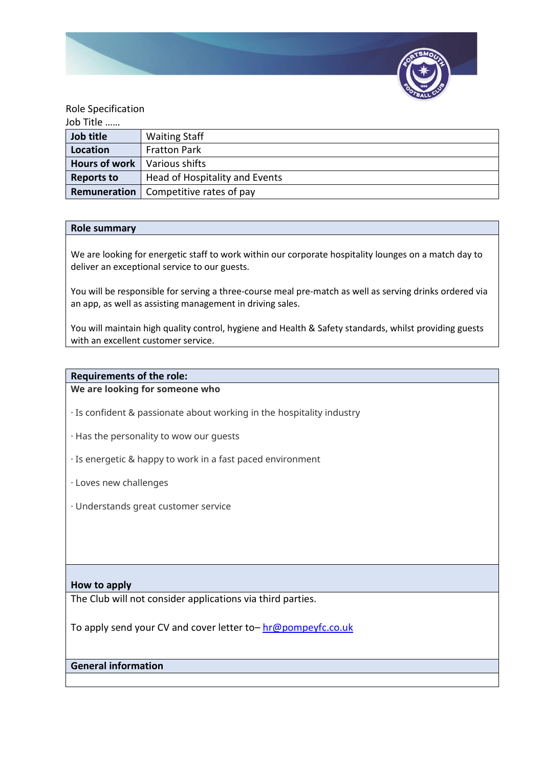Role Specification

Job Title ……

| Job title | Waiting Staff |
| --- | --- |
| Location | Fratton Park |
| Hours of work | Various shifts |
| Reports to | Head of Hospitality and Events |
| Remuneration | Competitive rates of pay |

## Role summary

We are looking for energetic staff to work within our corporate hospitality lounges on a match day to deliver an exceptional service to our guests.

You will be responsible for serving a three-course meal pre-match as well as serving drinks ordered via an app, as well as assisting management in driving sales.

You will maintain high quality control, hygiene and Health & Safety standards, whilst providing guests with an excellent customer service.

## Requirements of the role:

**We are looking for someone who**

· Is confident & passionate about working in the hospitality industry

· Has the personality to wow our guests

· Is energetic & happy to work in a fast paced environment

· Loves new challenges

· Understands great customer service

## How to apply

The Club will not consider applications via third parties.

To apply send your CV and cover letter to– hr@pompeyfc.co.uk

## General information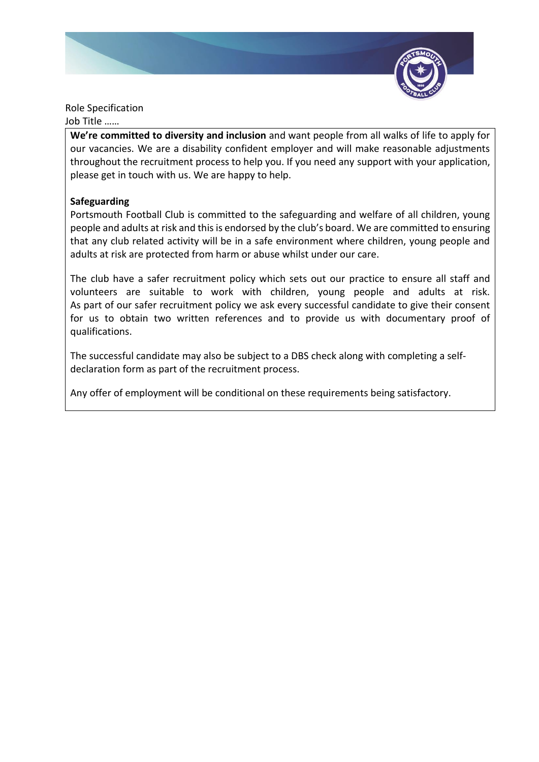Role Specification

Job Title ……

**We're committed to diversity and inclusion** and want people from all walks of life to apply for our vacancies. We are a disability confident employer and will make reasonable adjustments throughout the recruitment process to help you. If you need any support with your application, please get in touch with us. We are happy to help.

**Safeguarding**

Portsmouth Football Club is committed to the safeguarding and welfare of all children, young people and adults at risk and this is endorsed by the club's board. We are committed to ensuring that any club related activity will be in a safe environment where children, young people and adults at risk are protected from harm or abuse whilst under our care.

The club have a safer recruitment policy which sets out our practice to ensure all staff and volunteers are suitable to work with children, young people and adults at risk. As part of our safer recruitment policy we ask every successful candidate to give their consent for us to obtain two written references and to provide us with documentary proof of qualifications.

The successful candidate may also be subject to a DBS check along with completing a self-declaration form as part of the recruitment process.

Any offer of employment will be conditional on these requirements being satisfactory.